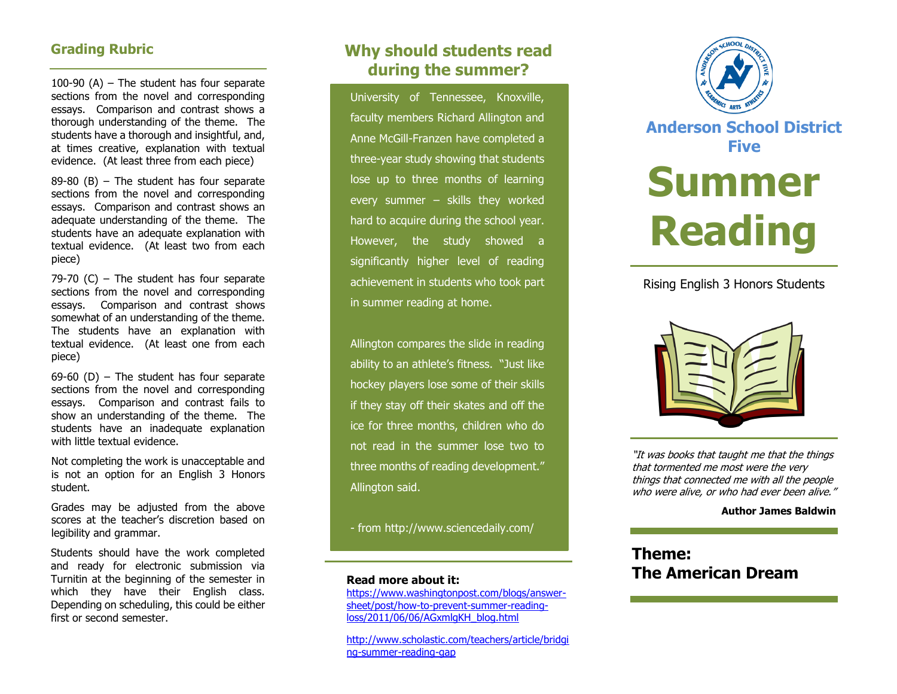## Grading Rubric

100-90 (A) – The student has four separate sections from the novel and corresponding essays. Comparison and contrast shows a thorough understanding of the theme. The students have a thorough and insightful, and, at times creative, explanation with textual evidence. (At least three from each piece)

89-80 (B) – The student has four separate sections from the novel and corresponding essays. Comparison and contrast shows an adequate understanding of the theme. The students have an adequate explanation with textual evidence. (At least two from each piece)

79-70 (C) – The student has four separate sections from the novel and corresponding essays. Comparison and contrast shows somewhat of an understanding of the theme. The students have an explanation with textual evidence. (At least one from each piece)

69-60 (D) – The student has four separate sections from the novel and corresponding essays. Comparison and contrast fails to show an understanding of the theme. The students have an inadequate explanation with little textual evidence.

Not completing the work is unacceptable and is not an option for an English 3 Honors student.

Grades may be adjusted from the above scores at the teacher's discretion based on legibility and grammar.

Students should have the work completed and ready for electronic submission via Turnitin at the beginning of the semester in which they have their English class. Depending on scheduling, this could be either first or second semester.

## Why should students read during the summer?

University of Tennessee, Knoxville, faculty members Richard Allington and Anne McGill-Franzen have completed a three-year study showing that students lose up to three months of learning every summer – skills they worked hard to acquire during the school year. However, the study showed a significantly higher level of reading achievement in students who took part in summer reading at home.

Allington compares the slide in reading ability to an athlete's fitness. "Just like hockey players lose some of their skills if they stay off their skates and off the ice for three months, children who do not read in the summer lose two to three months of reading development." Allington said.

- from http://www.sciencedaily.com/

**Read more about it:**

https://www.washingtonpost.com/blogs/answer-sheet/post/how-to-prevent-summer-reading-loss/2011/06/06/AGxmlgKH_blog.html

http://www.scholastic.com/teachers/article/bridging-summer-reading-gap

## Anderson School District Five

# Summer Reading

Rising English 3 Honors Students

*"It was books that taught me that the things that tormented me most were the very things that connected me with all the people who were alive, or who had ever been alive."*

**Author James Baldwin**

## Theme: The American Dream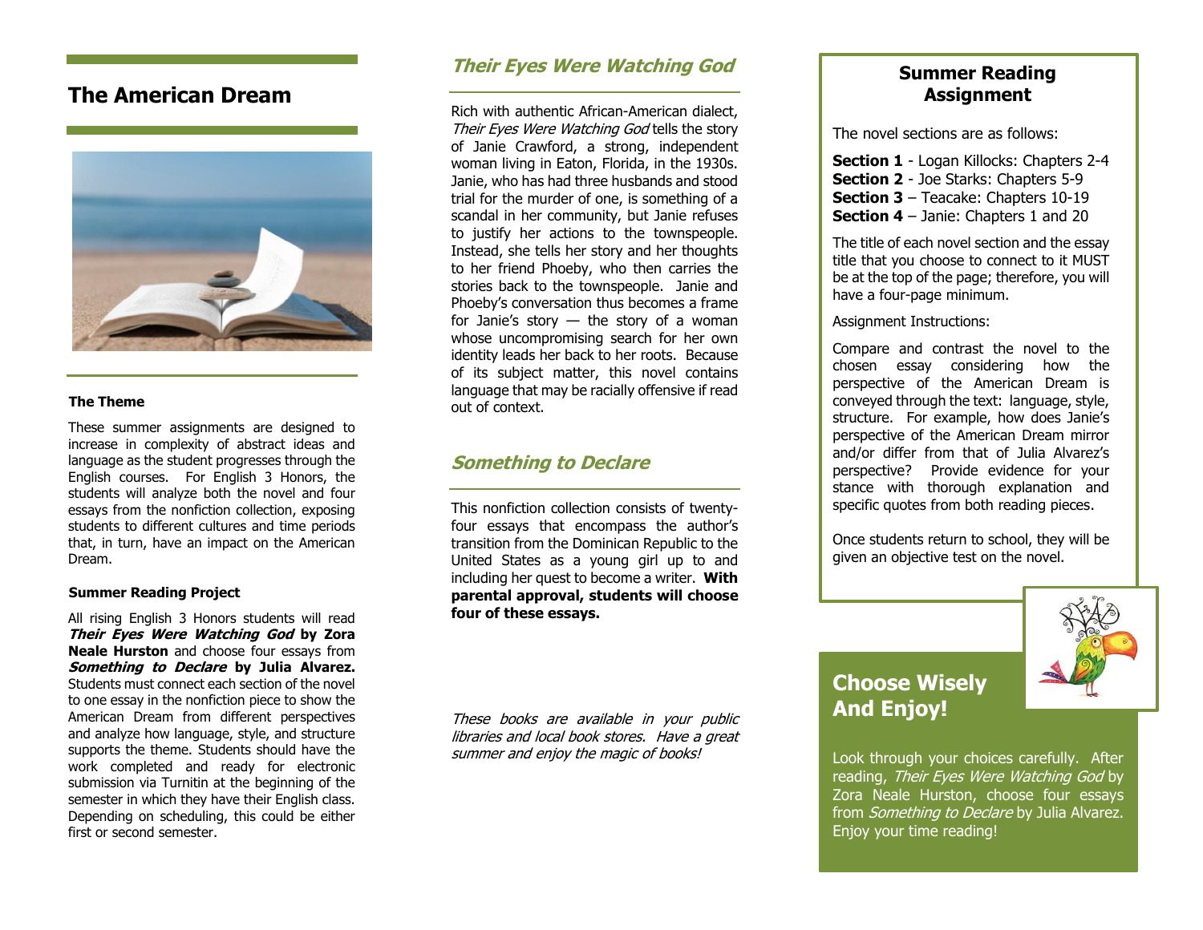# The American Dream

### The Theme

These summer assignments are designed to increase in complexity of abstract ideas and language as the student progresses through the English courses. For English 3 Honors, the students will analyze both the novel and four essays from the nonfiction collection, exposing students to different cultures and time periods that, in turn, have an impact on the American Dream.

### Summer Reading Project

All rising English 3 Honors students will read ***Their Eyes Were Watching God*** **by Zora Neale Hurston** and choose four essays from ***Something to Declare*** **by Julia Alvarez.** Students must connect each section of the novel to one essay in the nonfiction piece to show the American Dream from different perspectives and analyze how language, style, and structure supports the theme. Students should have the work completed and ready for electronic submission via Turnitin at the beginning of the semester in which they have their English class. Depending on scheduling, this could be either first or second semester.

## *Their Eyes Were Watching God*

Rich with authentic African-American dialect, *Their Eyes Were Watching God* tells the story of Janie Crawford, a strong, independent woman living in Eaton, Florida, in the 1930s. Janie, who has had three husbands and stood trial for the murder of one, is something of a scandal in her community, but Janie refuses to justify her actions to the townspeople. Instead, she tells her story and her thoughts to her friend Phoeby, who then carries the stories back to the townspeople. Janie and Phoeby's conversation thus becomes a frame for Janie's story — the story of a woman whose uncompromising search for her own identity leads her back to her roots. Because of its subject matter, this novel contains language that may be racially offensive if read out of context.

## *Something to Declare*

This nonfiction collection consists of twenty-four essays that encompass the author's transition from the Dominican Republic to the United States as a young girl up to and including her quest to become a writer. **With parental approval, students will choose four of these essays.**

*These books are available in your public libraries and local book stores. Have a great summer and enjoy the magic of books!*

## Summer Reading Assignment

The novel sections are as follows:

**Section 1** - Logan Killocks: Chapters 2-4
**Section 2** - Joe Starks: Chapters 5-9
**Section 3** – Teacake: Chapters 10-19
**Section 4** – Janie: Chapters 1 and 20

The title of each novel section and the essay title that you choose to connect to it MUST be at the top of the page; therefore, you will have a four-page minimum.

Assignment Instructions:

Compare and contrast the novel to the chosen essay considering how the perspective of the American Dream is conveyed through the text: language, style, structure. For example, how does Janie's perspective of the American Dream mirror and/or differ from that of Julia Alvarez's perspective? Provide evidence for your stance with thorough explanation and specific quotes from both reading pieces.

Once students return to school, they will be given an objective test on the novel.

## Choose Wisely And Enjoy!

Look through your choices carefully. After reading, *Their Eyes Were Watching God* by Zora Neale Hurston, choose four essays from *Something to Declare* by Julia Alvarez. Enjoy your time reading!